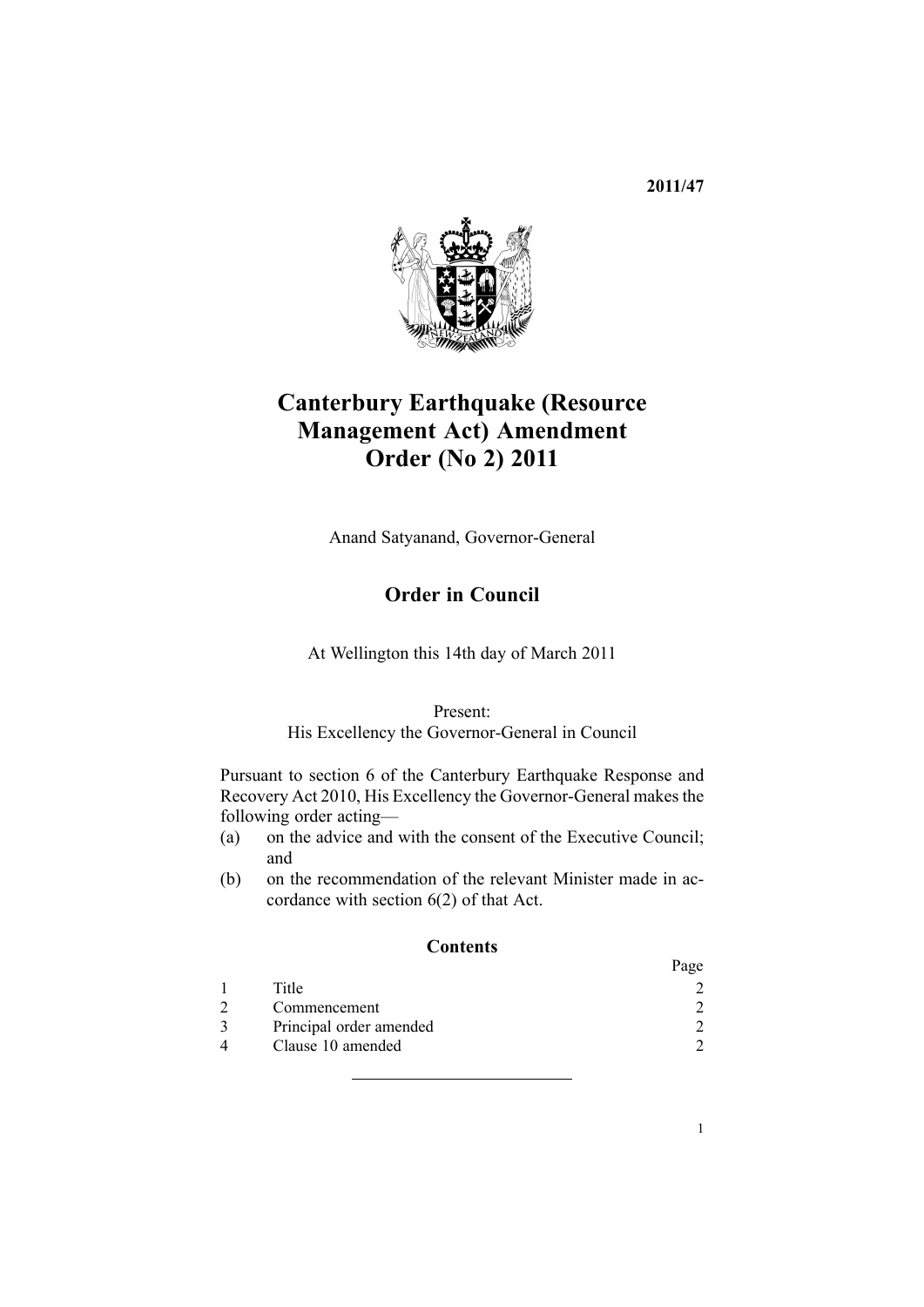**2011/47**

# Canterbury Earthquake (Resource Management Act) Amendment Order (No 2) 2011

Anand Satyanand, Governor-General

## Order in Council

At Wellington this 14th day of March 2011

Present:
His Excellency the Governor-General in Council

Pursuant to section 6 of the Canterbury Earthquake Response and Recovery Act 2010, His Excellency the Governor-General makes the following order acting—

(a) on the advice and with the consent of the Executive Council; and

(b) on the recommendation of the relevant Minister made in accordance with section 6(2) of that Act.

### Contents

| | | Page |
|---|---|---|
| 1 | Title | 2 |
| 2 | Commencement | 2 |
| 3 | Principal order amended | 2 |
| 4 | Clause 10 amended | 2 |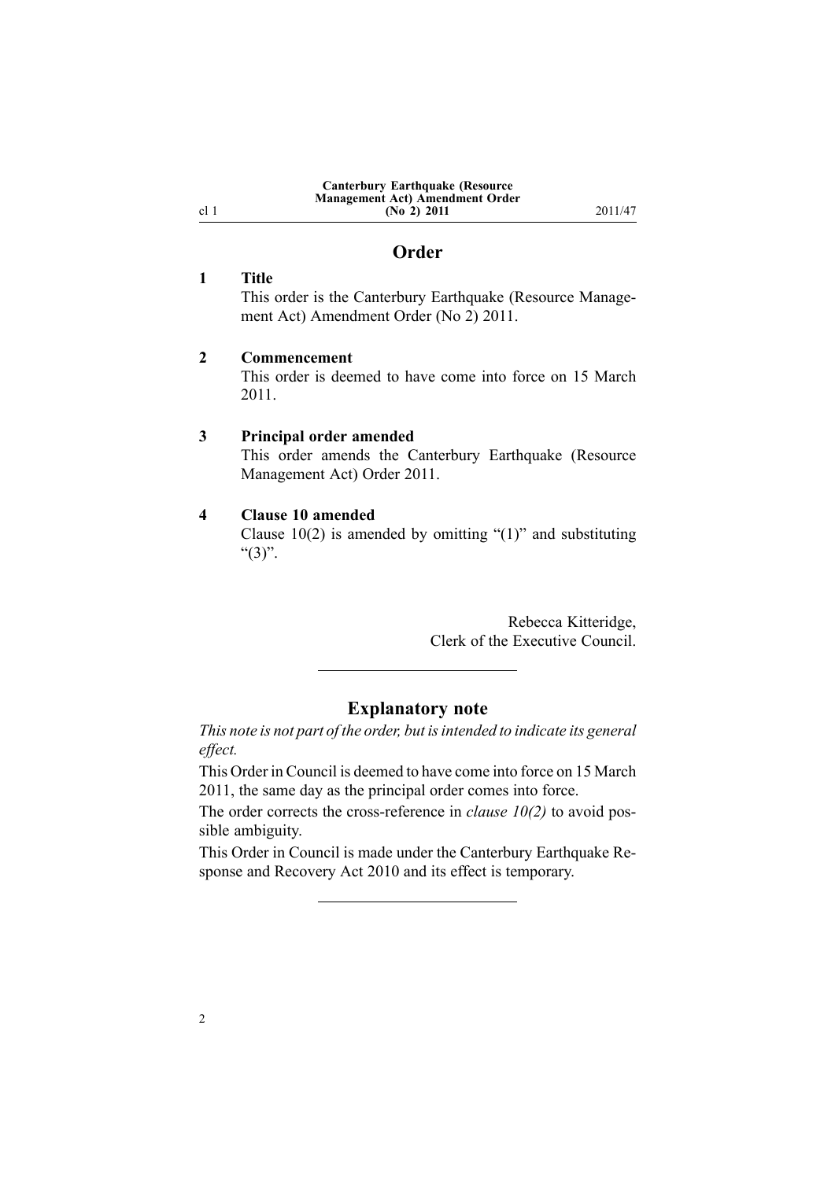## Order

**1 Title**

This order is the Canterbury Earthquake (Resource Management Act) Amendment Order (No 2) 2011.

**2 Commencement**

This order is deemed to have come into force on 15 March 2011.

**3 Principal order amended**

This order amends the Canterbury Earthquake (Resource Management Act) Order 2011.

**4 Clause 10 amended**

Clause 10(2) is amended by omitting "(1)" and substituting "(3)".

Rebecca Kitteridge,
Clerk of the Executive Council.

---

## Explanatory note

*This note is not part of the order, but is intended to indicate its general effect.*

This Order in Council is deemed to have come into force on 15 March 2011, the same day as the principal order comes into force.

The order corrects the cross-reference in *clause 10(2)* to avoid possible ambiguity.

This Order in Council is made under the Canterbury Earthquake Response and Recovery Act 2010 and its effect is temporary.

---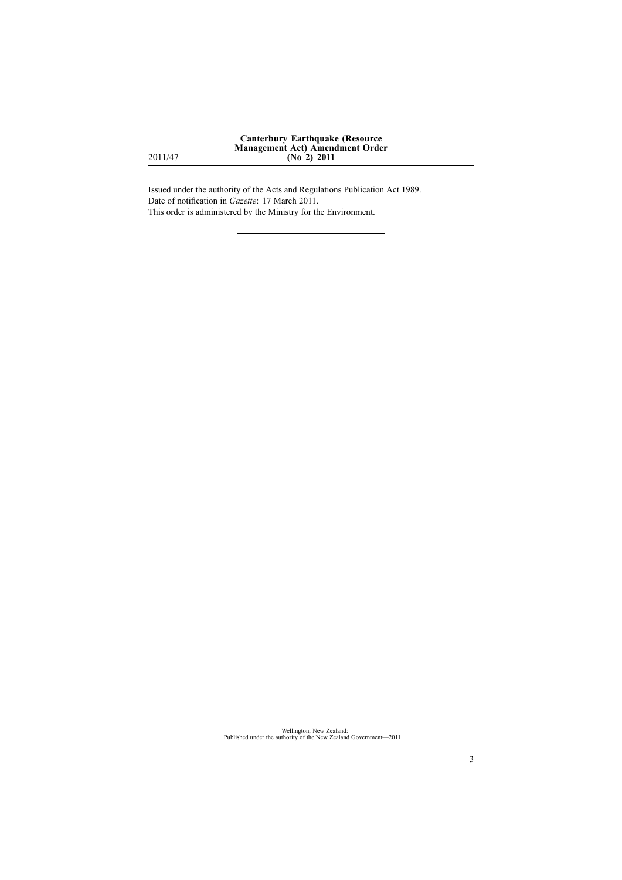2011/47 **Canterbury Earthquake (Resource Management Act) Amendment Order (No 2) 2011**

Issued under the authority of the Acts and Regulations Publication Act 1989.
Date of notification in *Gazette*: 17 March 2011.
This order is administered by the Ministry for the Environment.

---

Wellington, New Zealand:
Published under the authority of the New Zealand Government—2011